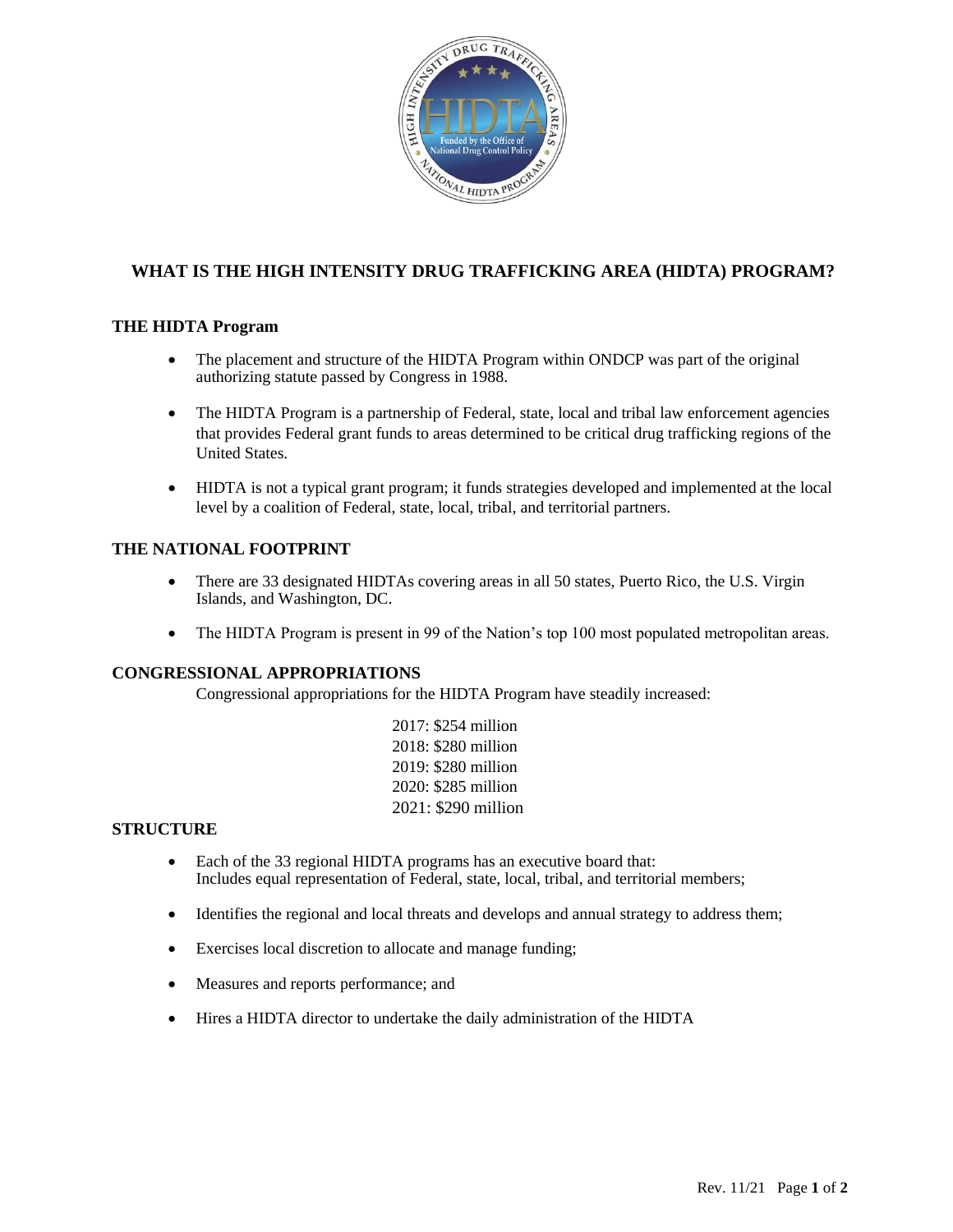# WHAT IS THE HIGH INTENSITY DRUG TRAFFICKING AREA (HIDTA) PROGRAM?

## THE HIDTA Program

- The placement and structure of the HIDTA Program within ONDCP was part of the original authorizing statute passed by Congress in 1988.
- The HIDTA Program is a partnership of Federal, state, local and tribal law enforcement agencies that provides Federal grant funds to areas determined to be critical drug trafficking regions of the United States.
- HIDTA is not a typical grant program; it funds strategies developed and implemented at the local level by a coalition of Federal, state, local, tribal, and territorial partners.

## THE NATIONAL FOOTPRINT

- There are 33 designated HIDTAs covering areas in all 50 states, Puerto Rico, the U.S. Virgin Islands, and Washington, DC.
- The HIDTA Program is present in 99 of the Nation's top 100 most populated metropolitan areas.

## CONGRESSIONAL APPROPRIATIONS

Congressional appropriations for the HIDTA Program have steadily increased:

2017: $254 million
2018: $280 million
2019: $280 million
2020: $285 million
2021: $290 million

## STRUCTURE

- Each of the 33 regional HIDTA programs has an executive board that:
  Includes equal representation of Federal, state, local, tribal, and territorial members;
- Identifies the regional and local threats and develops and annual strategy to address them;
- Exercises local discretion to allocate and manage funding;
- Measures and reports performance; and
- Hires a HIDTA director to undertake the daily administration of the HIDTA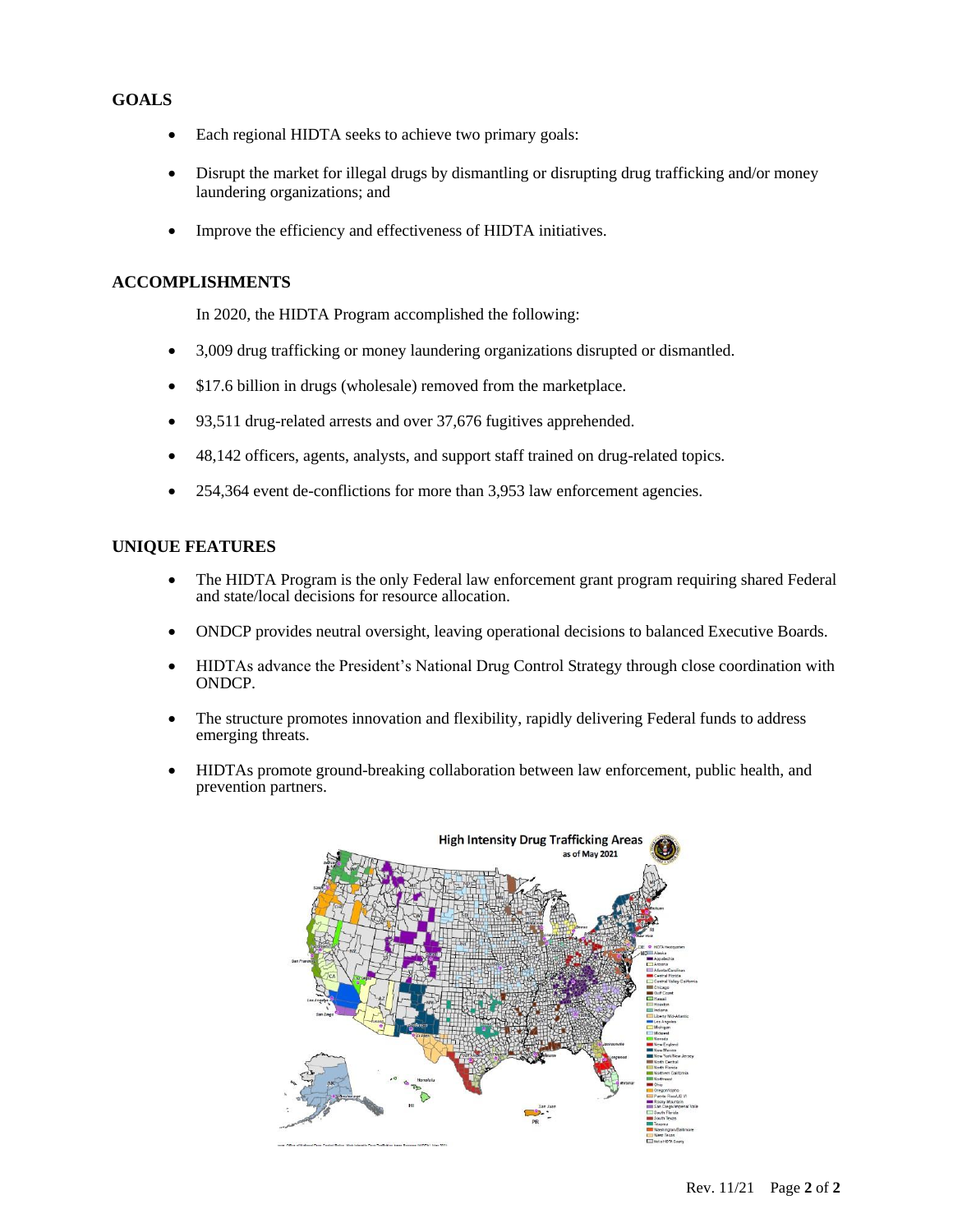## GOALS

- Each regional HIDTA seeks to achieve two primary goals:
- Disrupt the market for illegal drugs by dismantling or disrupting drug trafficking and/or money laundering organizations; and
- Improve the efficiency and effectiveness of HIDTA initiatives.

## ACCOMPLISHMENTS

In 2020, the HIDTA Program accomplished the following:

- 3,009 drug trafficking or money laundering organizations disrupted or dismantled.
- $17.6 billion in drugs (wholesale) removed from the marketplace.
- 93,511 drug-related arrests and over 37,676 fugitives apprehended.
- 48,142 officers, agents, analysts, and support staff trained on drug-related topics.
- 254,364 event de-conflictions for more than 3,953 law enforcement agencies.

## UNIQUE FEATURES

- The HIDTA Program is the only Federal law enforcement grant program requiring shared Federal and state/local decisions for resource allocation.
- ONDCP provides neutral oversight, leaving operational decisions to balanced Executive Boards.
- HIDTAs advance the President's National Drug Control Strategy through close coordination with ONDCP.
- The structure promotes innovation and flexibility, rapidly delivering Federal funds to address emerging threats.
- HIDTAs promote ground-breaking collaboration between law enforcement, public health, and prevention partners.

High Intensity Drug Trafficking Areas
as of May 2021

HIDTA Headquarters
Alaska
Appalachia
Arizona
Atlanta/Carolinas
Central Florida
Central Valley California
Chicago
Gulf Coast
Hawaii
Houston
Indiana
Liberty Mid-Atlantic
Los Angeles
Michigan
Midwest
Nevada
New England
New Mexico
New York/New Jersey
North Central
North Florida
Northern California
Northwest
Ohio
Oregon/Idaho
Puerto Rico/USVI
Rocky Mountain
San Diego/Imperial Valley
South Florida
South Texas
Texoma
Washington/Baltimore
West Texas
Non-HIDTA County

Rev. 11/21